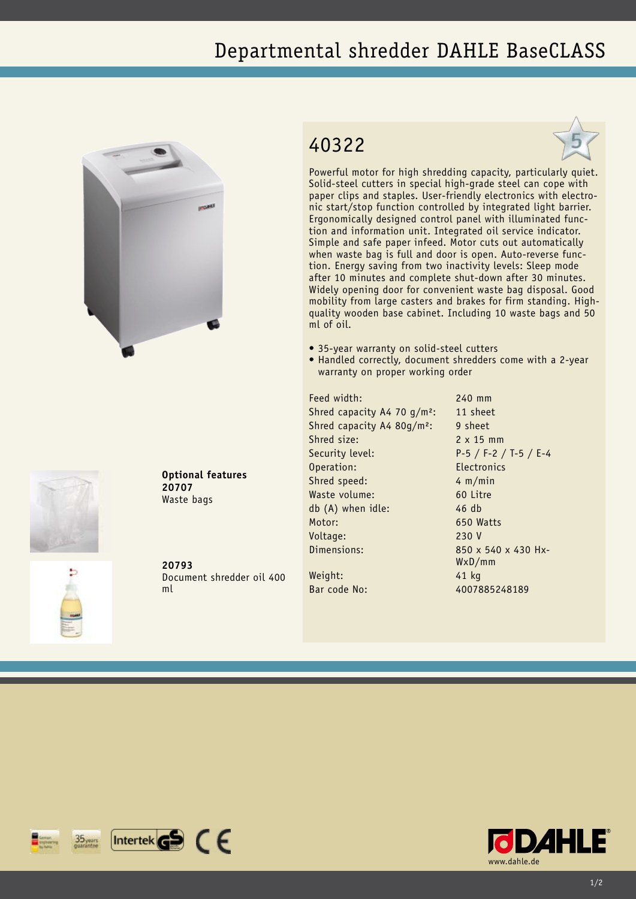# Departmental shredder DAHLE BaseCLASS

## 40322

Powerful motor for high shredding capacity, particularly quiet. Solid-steel cutters in special high-grade steel can cope with paper clips and staples. User-friendly electronics with electronic start/stop function controlled by integrated light barrier. Ergonomically designed control panel with illuminated function and information unit. Integrated oil service indicator. Simple and safe paper infeed. Motor cuts out automatically when waste bag is full and door is open. Auto-reverse function. Energy saving from two inactivity levels: Sleep mode after 10 minutes and complete shut-down after 30 minutes. Widely opening door for convenient waste bag disposal. Good mobility from large casters and brakes for firm standing. High-quality wooden base cabinet. Including 10 waste bags and 50 ml of oil.

- 35-year warranty on solid-steel cutters
- Handled correctly, document shredders come with a 2-year warranty on proper working order

| | |
|---|---|
| Feed width: | 240 mm |
| Shred capacity A4 70 g/m²: | 11 sheet |
| Shred capacity A4 80g/m²: | 9 sheet |
| Shred size: | 2 x 15 mm |
| Security level: | P-5 / F-2 / T-5 / E-4 |
| Operation: | Electronics |
| Shred speed: | 4 m/min |
| Waste volume: | 60 Litre |
| db (A) when idle: | 46 db |
| Motor: | 650 Watts |
| Voltage: | 230 V |
| Dimensions: | 850 x 540 x 430 HxWxD/mm |
| Weight: | 41 kg |
| Bar code No: | 4007885248189 |

**Optional features**

**20707**
Waste bags

**20793**
Document shredder oil 400 ml

www.dahle.de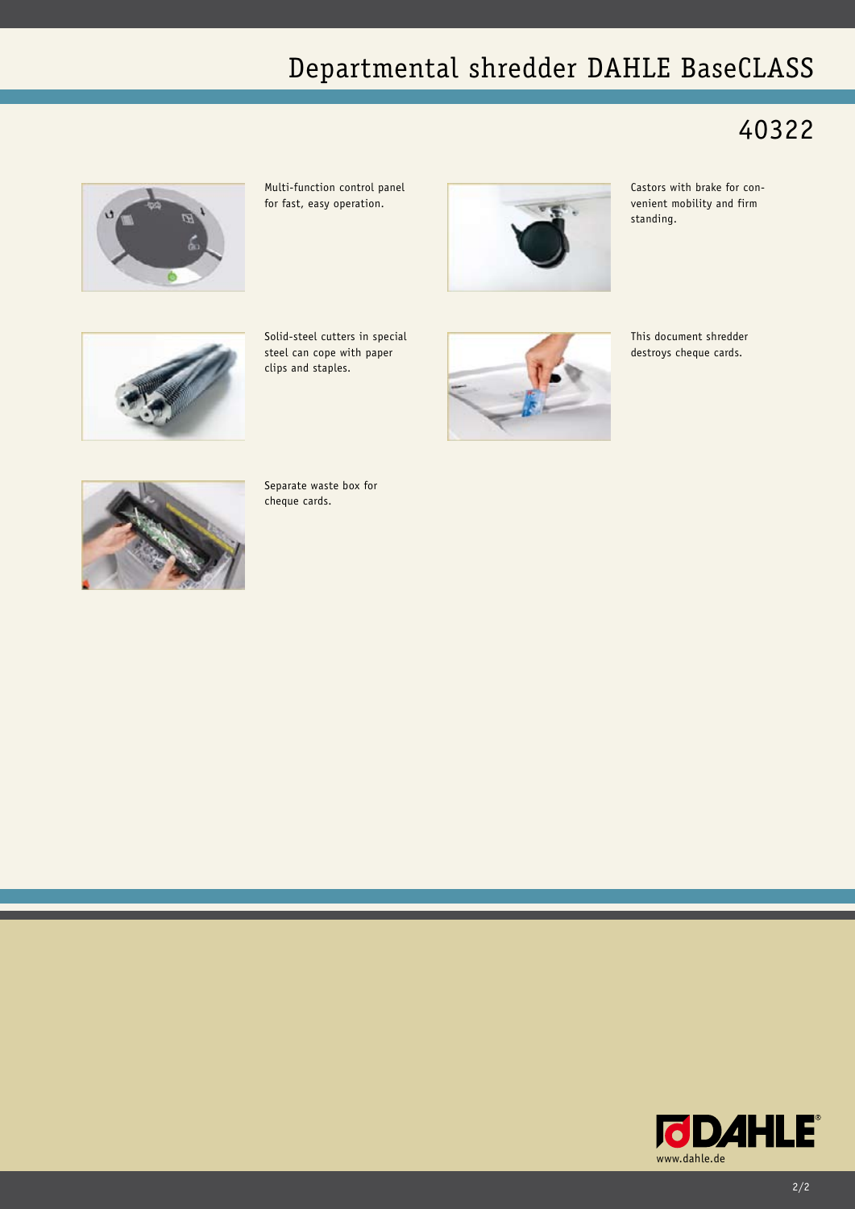# Departmental shredder DAHLE BaseCLASS

## 40322

Multi-function control panel for fast, easy operation.

Castors with brake for convenient mobility and firm standing.

Solid-steel cutters in special steel can cope with paper clips and staples.

This document shredder destroys cheque cards.

Separate waste box for cheque cards.

www.dahle.de